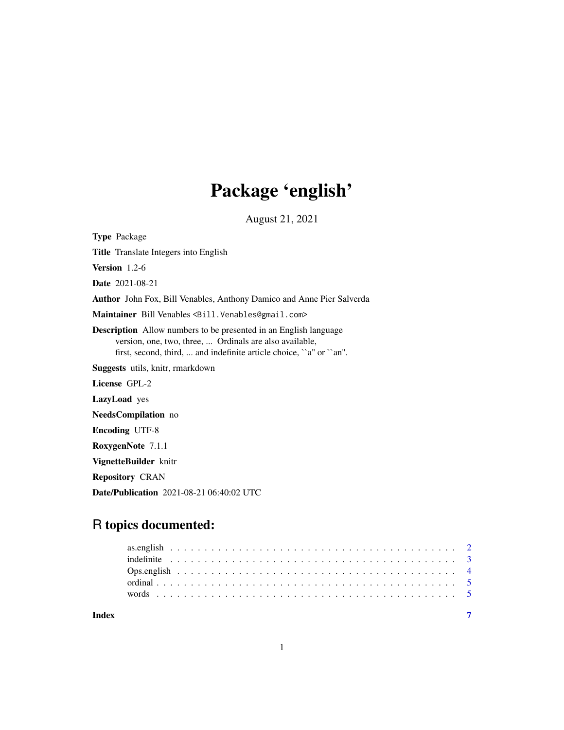# Package 'english'

August 21, 2021

**Type** Package

**Title** Translate Integers into English

**Version** 1.2-6

**Date** 2021-08-21

**Author** John Fox, Bill Venables, Anthony Damico and Anne Pier Salverda

**Maintainer** Bill Venables <Bill.Venables@gmail.com>

**Description** Allow numbers to be presented in an English language version, one, two, three, ... Ordinals are also available, first, second, third, ... and indefinite article choice, ``a'' or ``an''.

**Suggests** utils, knitr, rmarkdown

**License** GPL-2

**LazyLoad** yes

**NeedsCompilation** no

**Encoding** UTF-8

**RoxygenNote** 7.1.1

**VignetteBuilder** knitr

**Repository** CRAN

**Date/Publication** 2021-08-21 06:40:02 UTC

## R topics documented:

- as.english . . . . . . . . . . . . . . . . . . . . . . . . . . . . . . . . . . . . . . . . . 2
- indefinite . . . . . . . . . . . . . . . . . . . . . . . . . . . . . . . . . . . . . . . . . . 3
- Ops.english . . . . . . . . . . . . . . . . . . . . . . . . . . . . . . . . . . . . . . . . 4
- ordinal . . . . . . . . . . . . . . . . . . . . . . . . . . . . . . . . . . . . . . . . . . . 5
- words . . . . . . . . . . . . . . . . . . . . . . . . . . . . . . . . . . . . . . . . . . . 5

**Index** 7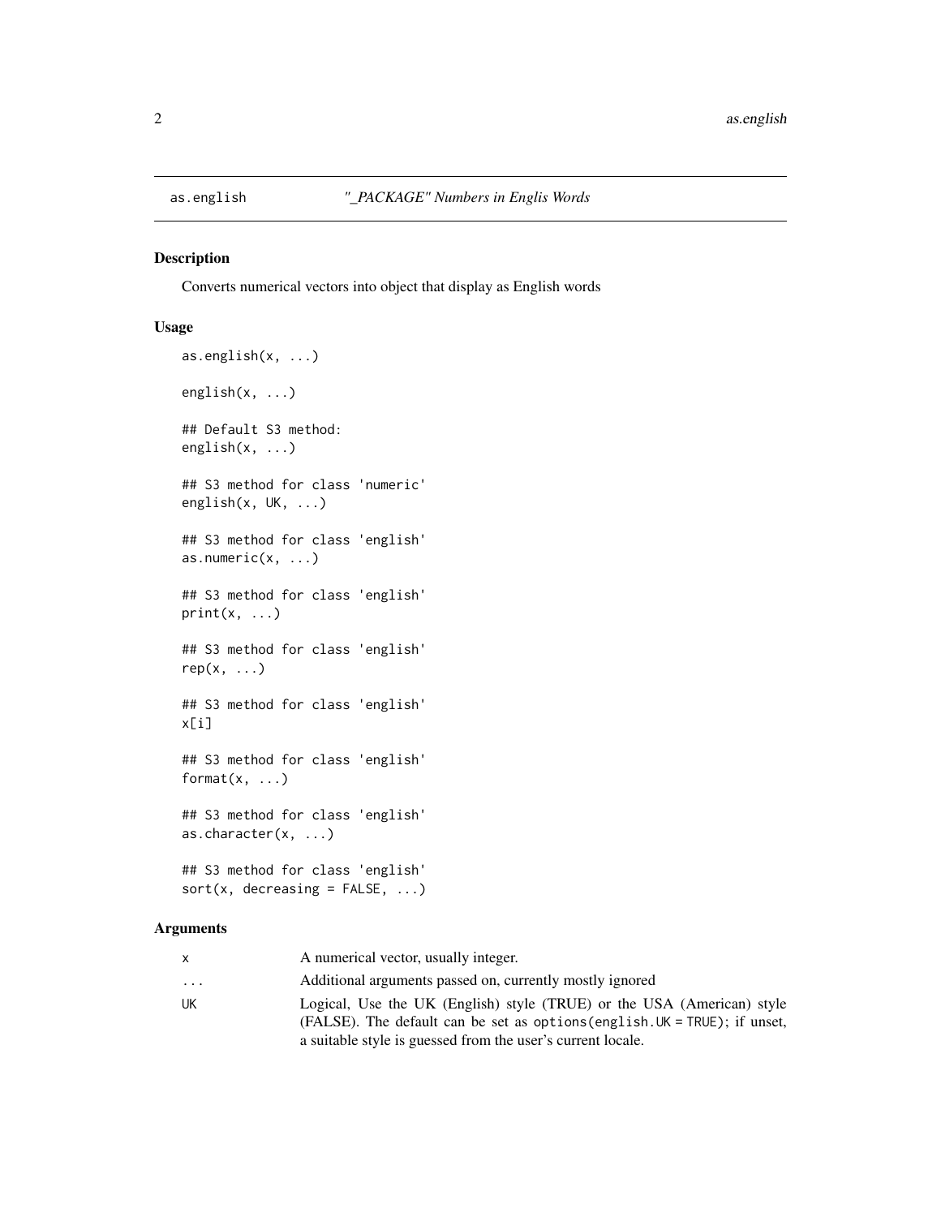as.english *"_PACKAGE" Numbers in Englis Words*

## Description

Converts numerical vectors into object that display as English words

## Usage

```
as.english(x, ...)

english(x, ...)

## Default S3 method:
english(x, ...)

## S3 method for class 'numeric'
english(x, UK, ...)

## S3 method for class 'english'
as.numeric(x, ...)

## S3 method for class 'english'
print(x, ...)

## S3 method for class 'english'
rep(x, ...)

## S3 method for class 'english'
x[i]

## S3 method for class 'english'
format(x, ...)

## S3 method for class 'english'
as.character(x, ...)

## S3 method for class 'english'
sort(x, decreasing = FALSE, ...)
```

## Arguments

| | |
|---|---|
| x | A numerical vector, usually integer. |
| ... | Additional arguments passed on, currently mostly ignored |
| UK | Logical, Use the UK (English) style (TRUE) or the USA (American) style (FALSE). The default can be set as `options(english.UK = TRUE)`; if unset, a suitable style is guessed from the user's current locale. |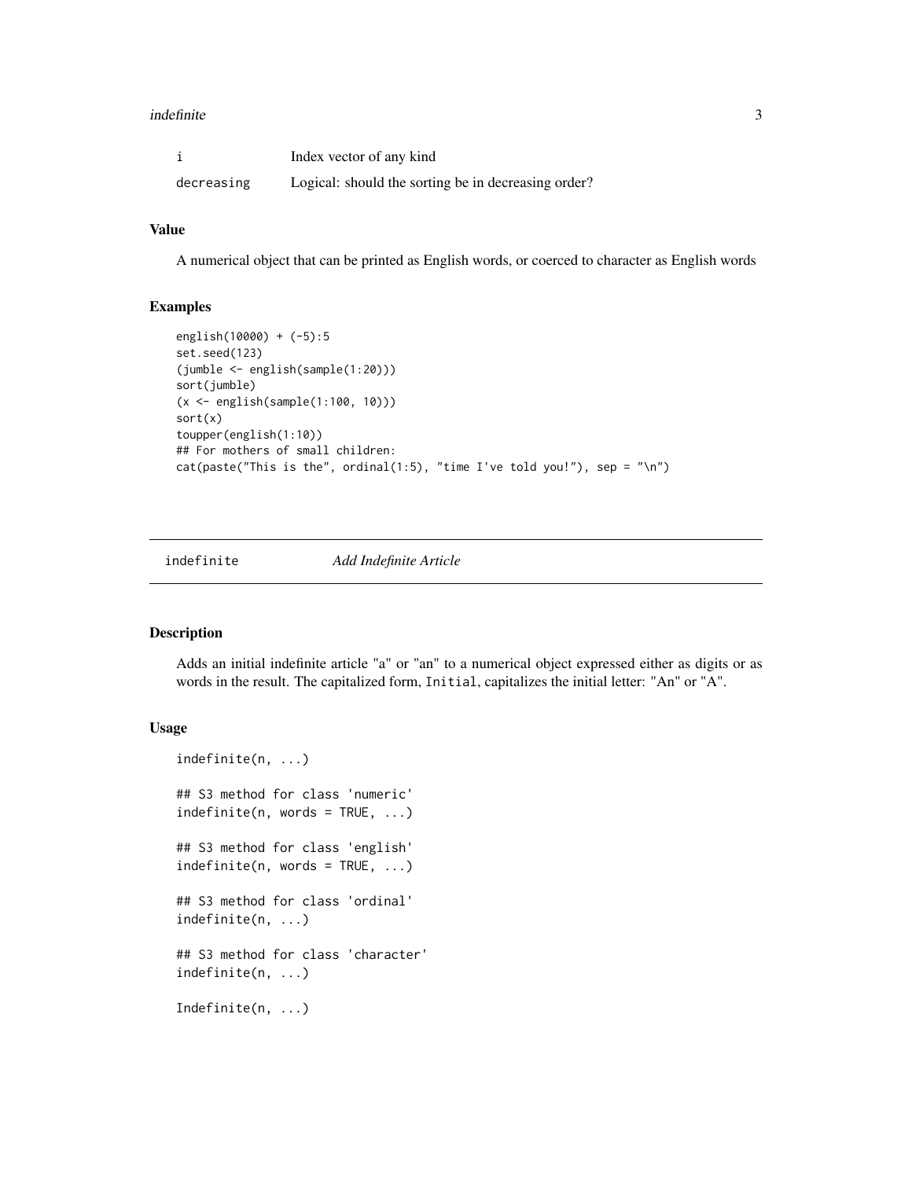| | |
|---|---|
| `i` | Index vector of any kind |
| `decreasing` | Logical: should the sorting be in decreasing order? |

### Value

A numerical object that can be printed as English words, or coerced to character as English words

### Examples

```
english(10000) + (-5):5
set.seed(123)
(jumble <- english(sample(1:20)))
sort(jumble)
(x <- english(sample(1:100, 10)))
sort(x)
toupper(english(1:10))
## For mothers of small children:
cat(paste("This is the", ordinal(1:5), "time I've told you!"), sep = "\n")
```

---

## `indefinite` *Add Indefinite Article*

### Description

Adds an initial indefinite article "a" or "an" to a numerical object expressed either as digits or as words in the result. The capitalized form, `Initial`, capitalizes the initial letter: "An" or "A".

### Usage

```
indefinite(n, ...)

## S3 method for class 'numeric'
indefinite(n, words = TRUE, ...)

## S3 method for class 'english'
indefinite(n, words = TRUE, ...)

## S3 method for class 'ordinal'
indefinite(n, ...)

## S3 method for class 'character'
indefinite(n, ...)

Indefinite(n, ...)
```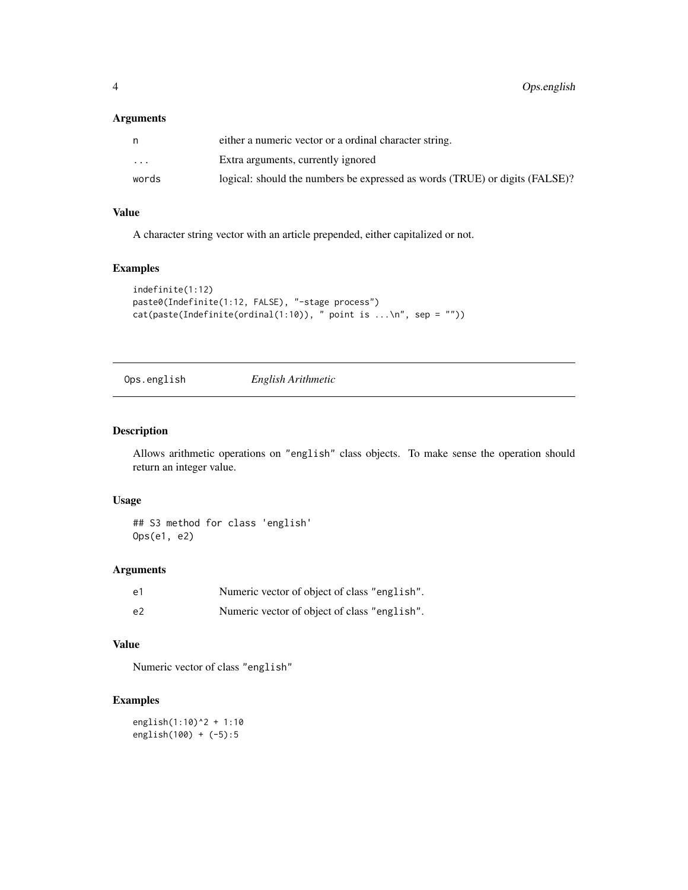### Arguments

| | |
|---|---|
| n | either a numeric vector or a ordinal character string. |
| ... | Extra arguments, currently ignored |
| words | logical: should the numbers be expressed as words (TRUE) or digits (FALSE)? |

### Value

A character string vector with an article prepended, either capitalized or not.

### Examples

```
indefinite(1:12)
paste0(Indefinite(1:12, FALSE), "-stage process")
cat(paste(Indefinite(ordinal(1:10)), " point is ...\n", sep = ""))
```

---

## Ops.english    *English Arithmetic*

---

### Description

Allows arithmetic operations on "english" class objects. To make sense the operation should return an integer value.

### Usage

```
## S3 method for class 'english'
Ops(e1, e2)
```

### Arguments

| | |
|---|---|
| e1 | Numeric vector of object of class "english". |
| e2 | Numeric vector of object of class "english". |

### Value

Numeric vector of class "english"

### Examples

```
english(1:10)^2 + 1:10
english(100) + (-5):5
```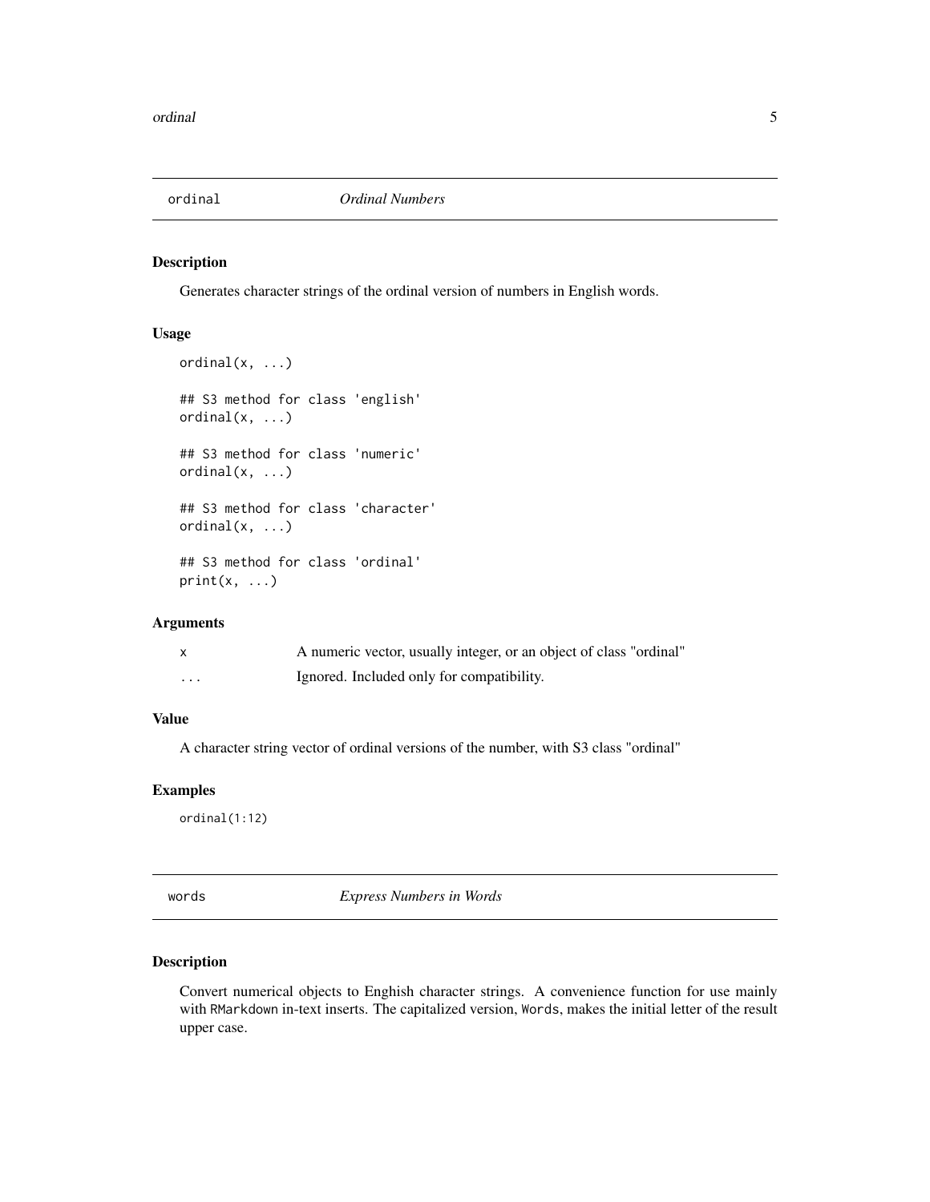## ordinal *Ordinal Numbers*

### Description

Generates character strings of the ordinal version of numbers in English words.

### Usage

```
ordinal(x, ...)

## S3 method for class 'english'
ordinal(x, ...)

## S3 method for class 'numeric'
ordinal(x, ...)

## S3 method for class 'character'
ordinal(x, ...)

## S3 method for class 'ordinal'
print(x, ...)
```

### Arguments

| | |
|---|---|
| x | A numeric vector, usually integer, or an object of class "ordinal" |
| ... | Ignored. Included only for compatibility. |

### Value

A character string vector of ordinal versions of the number, with S3 class "ordinal"

### Examples

```
ordinal(1:12)
```

## words *Express Numbers in Words*

### Description

Convert numerical objects to Enghish character strings. A convenience function for use mainly with `RMarkdown` in-text inserts. The capitalized version, `Words`, makes the initial letter of the result upper case.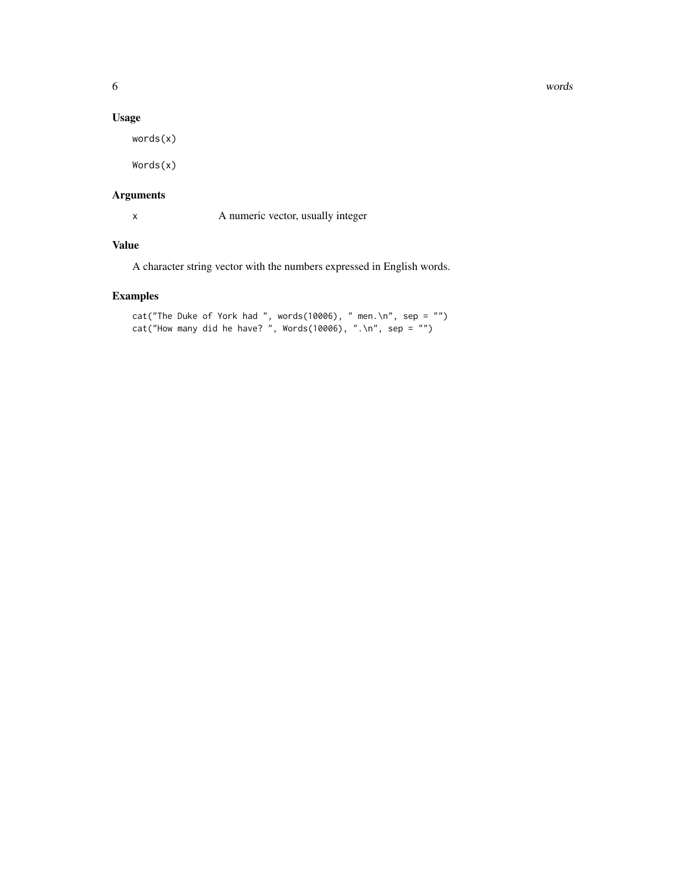## Usage

```
words(x)

Words(x)
```

## Arguments

| | |
|---|---|
| x | A numeric vector, usually integer |

## Value

A character string vector with the numbers expressed in English words.

## Examples

```
cat("The Duke of York had ", words(10006), " men.\n", sep = "")
cat("How many did he have? ", Words(10006), ".\n", sep = "")
```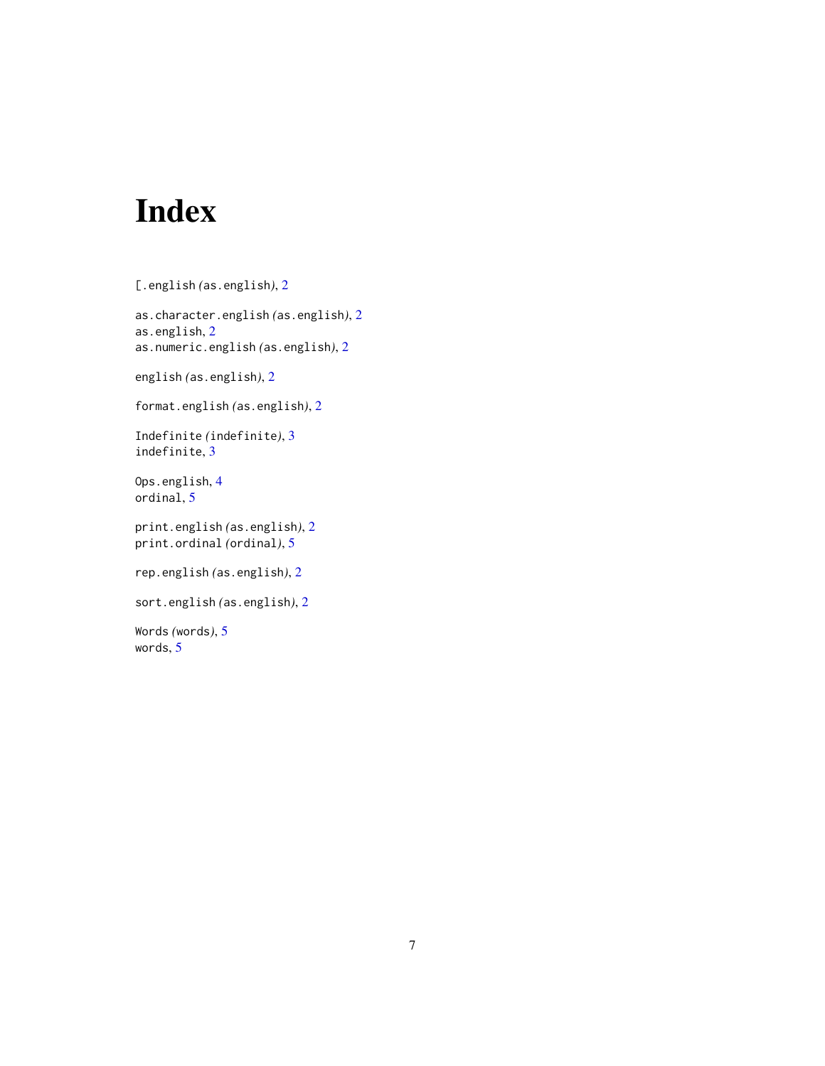# Index

[.english (as.english), 2

as.character.english (as.english), 2
as.english, 2
as.numeric.english (as.english), 2

english (as.english), 2

format.english (as.english), 2

Indefinite (indefinite), 3
indefinite, 3

Ops.english, 4
ordinal, 5

print.english (as.english), 2
print.ordinal (ordinal), 5

rep.english (as.english), 2

sort.english (as.english), 2

Words (words), 5
words, 5